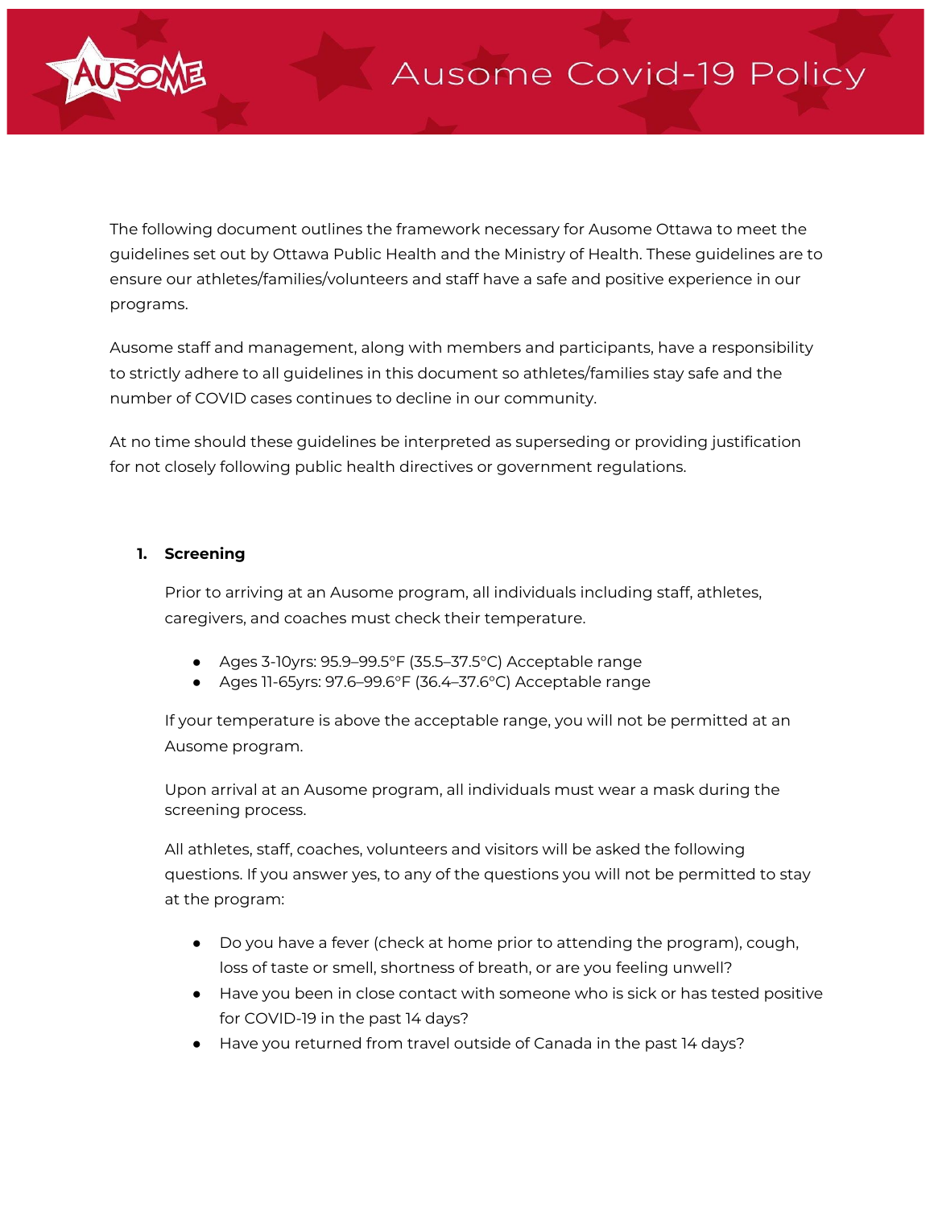# Ausome Covid-19 Policy

The following document outlines the framework necessary for Ausome Ottawa to meet the guidelines set out by Ottawa Public Health and the Ministry of Health. These guidelines are to ensure our athletes/families/volunteers and staff have a safe and positive experience in our programs.

Ausome staff and management, along with members and participants, have a responsibility to strictly adhere to all guidelines in this document so athletes/families stay safe and the number of COVID cases continues to decline in our community.

At no time should these guidelines be interpreted as superseding or providing justification for not closely following public health directives or government regulations.

1. **Screening**

   Prior to arriving at an Ausome program, all individuals including staff, athletes, caregivers, and coaches must check their temperature.

   - Ages 3-10yrs: 95.9–99.5°F (35.5–37.5°C) Acceptable range
   - Ages 11-65yrs: 97.6–99.6°F (36.4–37.6°C) Acceptable range

   If your temperature is above the acceptable range, you will not be permitted at an Ausome program.

   Upon arrival at an Ausome program, all individuals must wear a mask during the screening process.

   All athletes, staff, coaches, volunteers and visitors will be asked the following questions. If you answer yes, to any of the questions you will not be permitted to stay at the program:

   - Do you have a fever (check at home prior to attending the program), cough, loss of taste or smell, shortness of breath, or are you feeling unwell?
   - Have you been in close contact with someone who is sick or has tested positive for COVID-19 in the past 14 days?
   - Have you returned from travel outside of Canada in the past 14 days?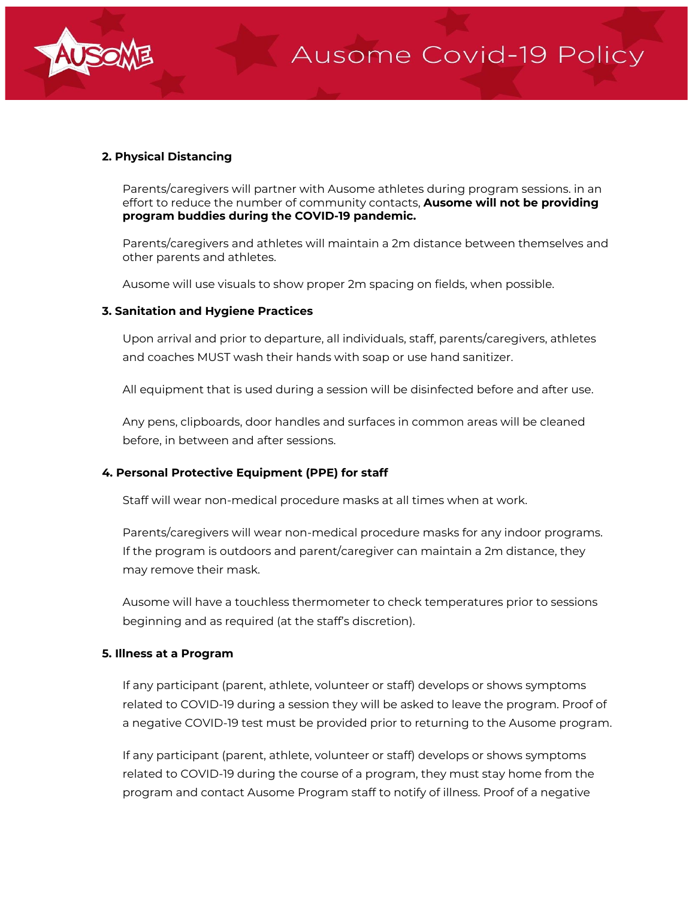### 2. Physical Distancing

Parents/caregivers will partner with Ausome athletes during program sessions. in an effort to reduce the number of community contacts, **Ausome will not be providing program buddies during the COVID-19 pandemic.**

Parents/caregivers and athletes will maintain a 2m distance between themselves and other parents and athletes.

Ausome will use visuals to show proper 2m spacing on fields, when possible.

### 3. Sanitation and Hygiene Practices

Upon arrival and prior to departure, all individuals, staff, parents/caregivers, athletes and coaches MUST wash their hands with soap or use hand sanitizer.

All equipment that is used during a session will be disinfected before and after use.

Any pens, clipboards, door handles and surfaces in common areas will be cleaned before, in between and after sessions.

### 4. Personal Protective Equipment (PPE) for staff

Staff will wear non-medical procedure masks at all times when at work.

Parents/caregivers will wear non-medical procedure masks for any indoor programs. If the program is outdoors and parent/caregiver can maintain a 2m distance, they may remove their mask.

Ausome will have a touchless thermometer to check temperatures prior to sessions beginning and as required (at the staff's discretion).

### 5. Illness at a Program

If any participant (parent, athlete, volunteer or staff) develops or shows symptoms related to COVID-19 during a session they will be asked to leave the program. Proof of a negative COVID-19 test must be provided prior to returning to the Ausome program.

If any participant (parent, athlete, volunteer or staff) develops or shows symptoms related to COVID-19 during the course of a program, they must stay home from the program and contact Ausome Program staff to notify of illness. Proof of a negative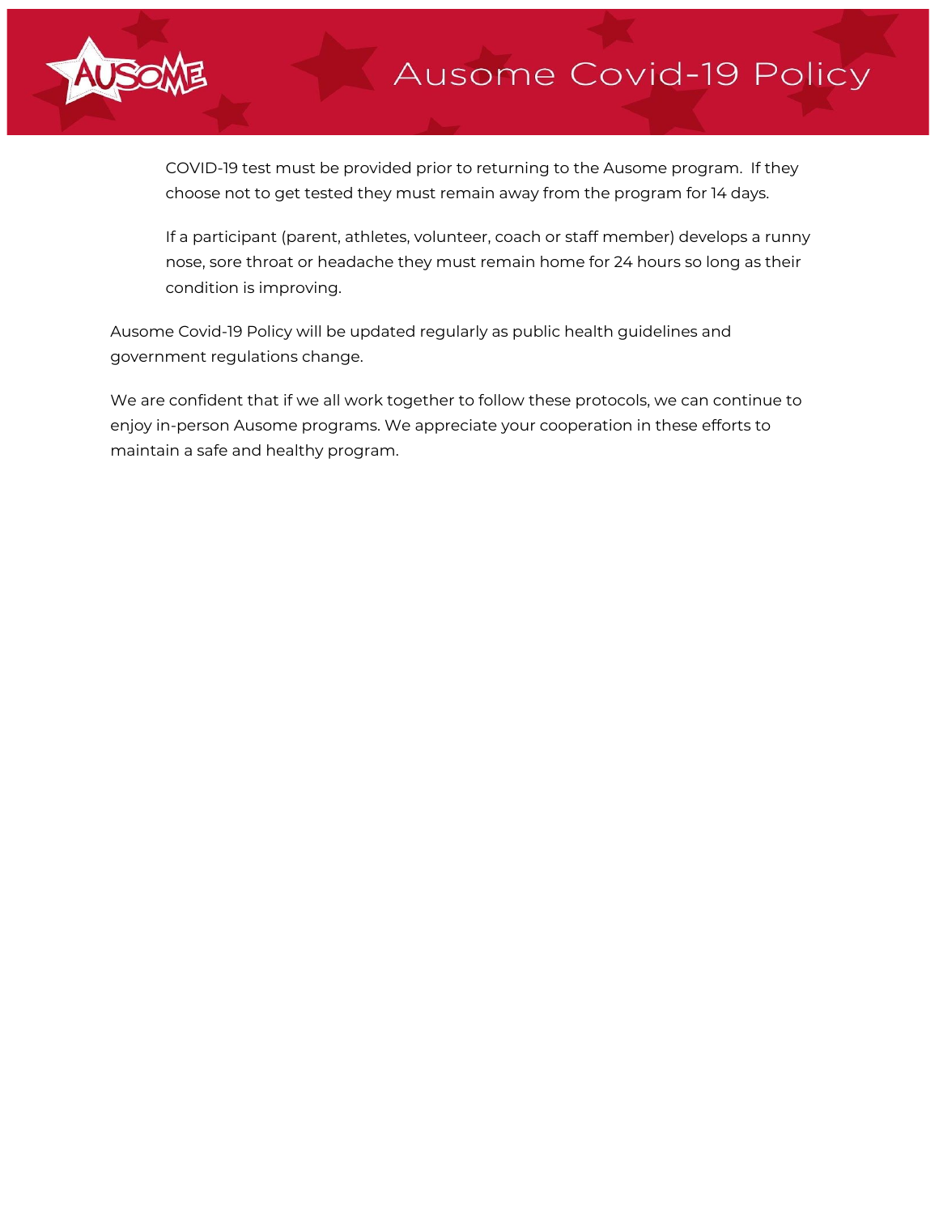COVID-19 test must be provided prior to returning to the Ausome program.  If they choose not to get tested they must remain away from the program for 14 days.

If a participant (parent, athletes, volunteer, coach or staff member) develops a runny nose, sore throat or headache they must remain home for 24 hours so long as their condition is improving.

Ausome Covid-19 Policy will be updated regularly as public health guidelines and government regulations change.

We are confident that if we all work together to follow these protocols, we can continue to enjoy in-person Ausome programs. We appreciate your cooperation in these efforts to maintain a safe and healthy program.